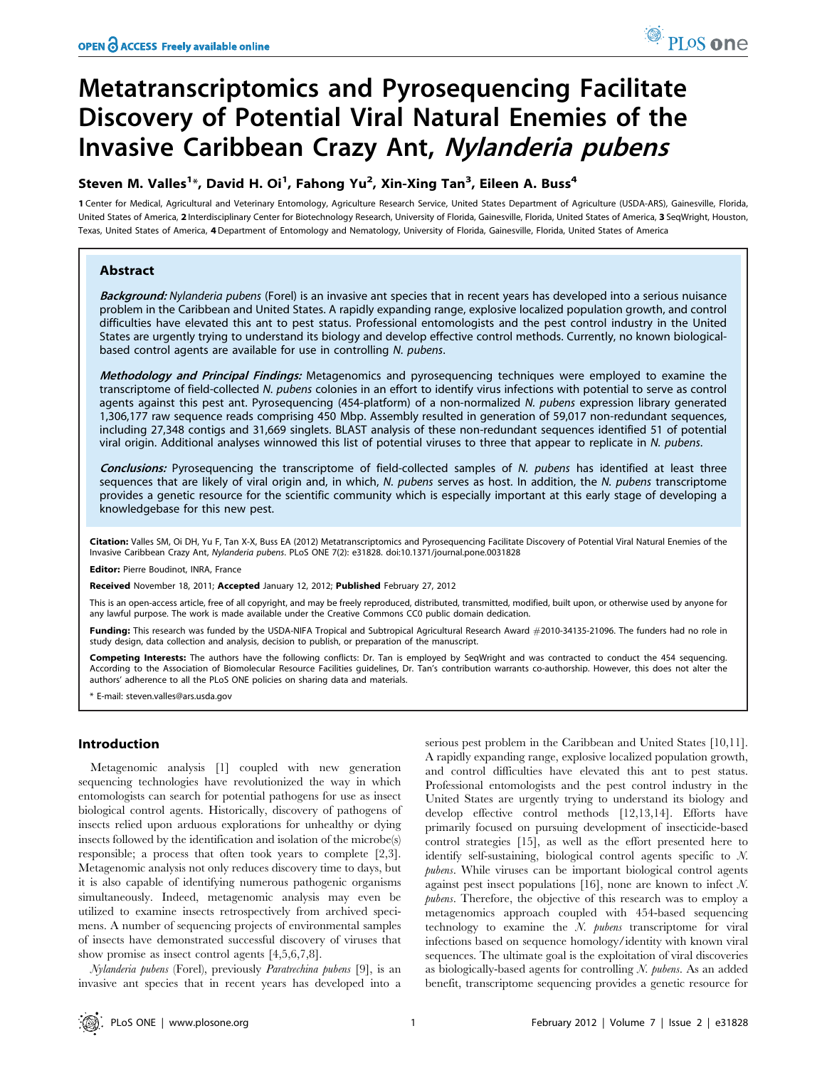# Metatranscriptomics and Pyrosequencing Facilitate Discovery of Potential Viral Natural Enemies of the Invasive Caribbean Crazy Ant, *Nylanderia pubens*

**Steven M. Valles[1]*, David H. Oi[1], Fahong Yu[2], Xin-Xing Tan[3], Eileen A. Buss[4]**

[1] Center for Medical, Agricultural and Veterinary Entomology, Agriculture Research Service, United States Department of Agriculture (USDA-ARS), Gainesville, Florida, United States of America, [2] Interdisciplinary Center for Biotechnology Research, University of Florida, Gainesville, Florida, United States of America, [3] SeqWright, Houston, Texas, United States of America, [4] Department of Entomology and Nematology, University of Florida, Gainesville, Florida, United States of America

## Abstract

***Background:*** *Nylanderia pubens* (Forel) is an invasive ant species that in recent years has developed into a serious nuisance problem in the Caribbean and United States. A rapidly expanding range, explosive localized population growth, and control difficulties have elevated this ant to pest status. Professional entomologists and the pest control industry in the United States are urgently trying to understand its biology and develop effective control methods. Currently, no known biological-based control agents are available for use in controlling *N. pubens*.

***Methodology and Principal Findings:*** Metagenomics and pyrosequencing techniques were employed to examine the transcriptome of field-collected *N. pubens* colonies in an effort to identify virus infections with potential to serve as control agents against this pest ant. Pyrosequencing (454-platform) of a non-normalized *N. pubens* expression library generated 1,306,177 raw sequence reads comprising 450 Mbp. Assembly resulted in generation of 59,017 non-redundant sequences, including 27,348 contigs and 31,669 singlets. BLAST analysis of these non-redundant sequences identified 51 of potential viral origin. Additional analyses winnowed this list of potential viruses to three that appear to replicate in *N. pubens*.

***Conclusions:*** Pyrosequencing the transcriptome of field-collected samples of *N. pubens* has identified at least three sequences that are likely of viral origin and, in which, *N. pubens* serves as host. In addition, the *N. pubens* transcriptome provides a genetic resource for the scientific community which is especially important at this early stage of developing a knowledgebase for this new pest.

**Citation:** Valles SM, Oi DH, Yu F, Tan X-X, Buss EA (2012) Metatranscriptomics and Pyrosequencing Facilitate Discovery of Potential Viral Natural Enemies of the Invasive Caribbean Crazy Ant, *Nylanderia pubens*. PLoS ONE 7(2): e31828. doi:10.1371/journal.pone.0031828

**Editor:** Pierre Boudinot, INRA, France

**Received** November 18, 2011; **Accepted** January 12, 2012; **Published** February 27, 2012

This is an open-access article, free of all copyright, and may be freely reproduced, distributed, transmitted, modified, built upon, or otherwise used by anyone for any lawful purpose. The work is made available under the Creative Commons CC0 public domain dedication.

**Funding:** This research was funded by the USDA-NIFA Tropical and Subtropical Agricultural Research Award #2010-34135-21096. The funders had no role in study design, data collection and analysis, decision to publish, or preparation of the manuscript.

**Competing Interests:** The authors have the following conflicts: Dr. Tan is employed by SeqWright and was contracted to conduct the 454 sequencing. According to the Association of Biomolecular Resource Facilities guidelines, Dr. Tan's contribution warrants co-authorship. However, this does not alter the authors' adherence to all the PLoS ONE policies on sharing data and materials.

\* E-mail: steven.valles@ars.usda.gov

## Introduction

Metagenomic analysis [1] coupled with new generation sequencing technologies have revolutionized the way in which entomologists can search for potential pathogens for use as insect biological control agents. Historically, discovery of pathogens of insects relied upon arduous explorations for unhealthy or dying insects followed by the identification and isolation of the microbe(s) responsible; a process that often took years to complete [2,3]. Metagenomic analysis not only reduces discovery time to days, but it is also capable of identifying numerous pathogenic organisms simultaneously. Indeed, metagenomic analysis may even be utilized to examine insects retrospectively from archived specimens. A number of sequencing projects of environmental samples of insects have demonstrated successful discovery of viruses that show promise as insect control agents [4,5,6,7,8].

*Nylanderia pubens* (Forel), previously *Paratrechina pubens* [9], is an invasive ant species that in recent years has developed into a serious pest problem in the Caribbean and United States [10,11]. A rapidly expanding range, explosive localized population growth, and control difficulties have elevated this ant to pest status. Professional entomologists and the pest control industry in the United States are urgently trying to understand its biology and develop effective control methods [12,13,14]. Efforts have primarily focused on pursuing development of insecticide-based control strategies [15], as well as the effort presented here to identify self-sustaining, biological control agents specific to *N. pubens*. While viruses can be important biological control agents against pest insect populations [16], none are known to infect *N. pubens*. Therefore, the objective of this research was to employ a metagenomics approach coupled with 454-based sequencing technology to examine the *N. pubens* transcriptome for viral infections based on sequence homology/identity with known viral sequences. The ultimate goal is the exploitation of viral discoveries as biologically-based agents for controlling *N. pubens*. As an added benefit, transcriptome sequencing provides a genetic resource for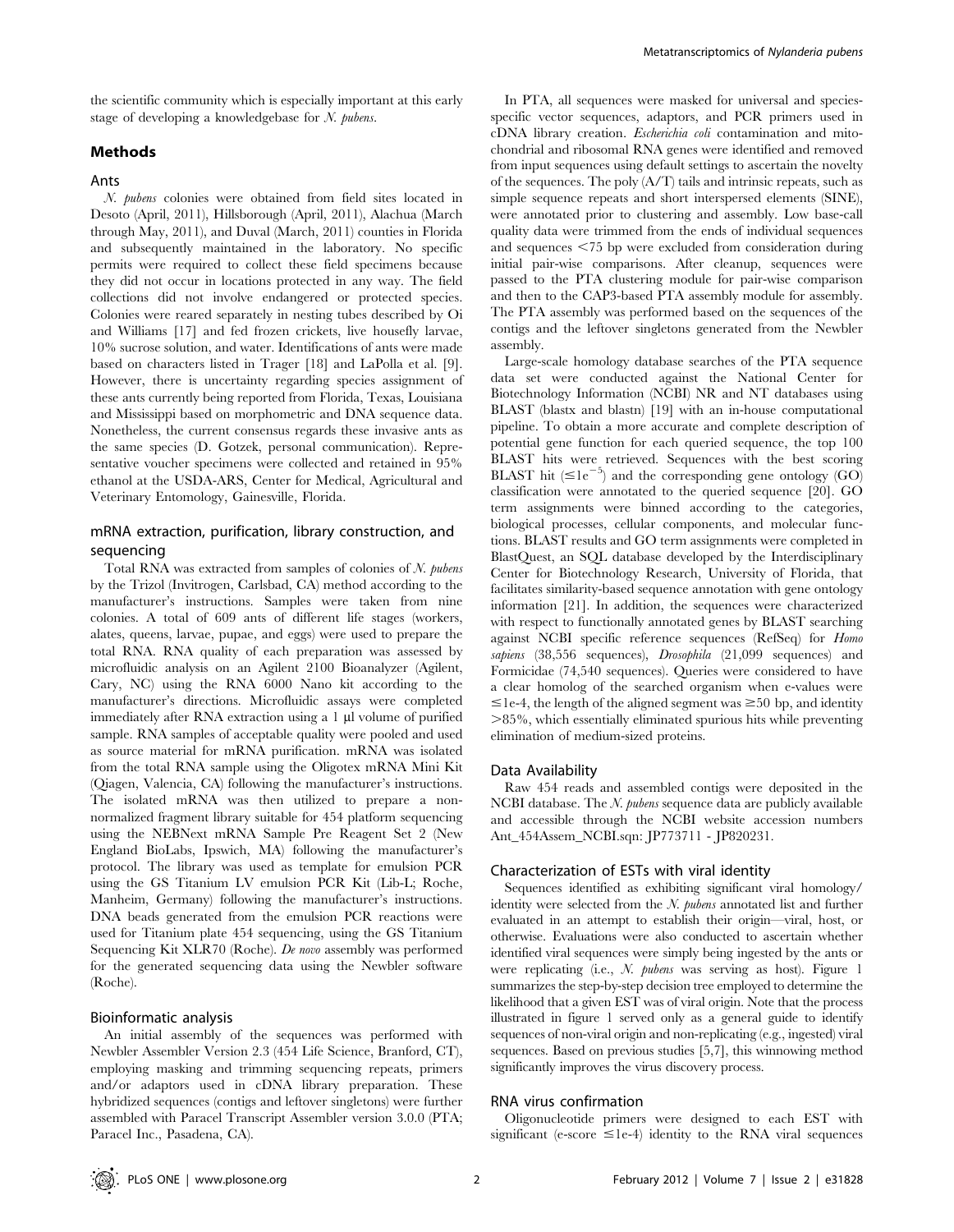the scientific community which is especially important at this early stage of developing a knowledgebase for *N. pubens*.

## Methods

### Ants

*N. pubens* colonies were obtained from field sites located in Desoto (April, 2011), Hillsborough (April, 2011), Alachua (March through May, 2011), and Duval (March, 2011) counties in Florida and subsequently maintained in the laboratory. No specific permits were required to collect these field specimens because they did not occur in locations protected in any way. The field collections did not involve endangered or protected species. Colonies were reared separately in nesting tubes described by Oi and Williams [17] and fed frozen crickets, live housefly larvae, 10% sucrose solution, and water. Identifications of ants were made based on characters listed in Trager [18] and LaPolla et al. [9]. However, there is uncertainty regarding species assignment of these ants currently being reported from Florida, Texas, Louisiana and Mississippi based on morphometric and DNA sequence data. Nonetheless, the current consensus regards these invasive ants as the same species (D. Gotzek, personal communication). Representative voucher specimens were collected and retained in 95% ethanol at the USDA-ARS, Center for Medical, Agricultural and Veterinary Entomology, Gainesville, Florida.

### mRNA extraction, purification, library construction, and sequencing

Total RNA was extracted from samples of colonies of *N. pubens* by the Trizol (Invitrogen, Carlsbad, CA) method according to the manufacturer's instructions. Samples were taken from nine colonies. A total of 609 ants of different life stages (workers, alates, queens, larvae, pupae, and eggs) were used to prepare the total RNA. RNA quality of each preparation was assessed by microfluidic analysis on an Agilent 2100 Bioanalyzer (Agilent, Cary, NC) using the RNA 6000 Nano kit according to the manufacturer's directions. Microfluidic assays were completed immediately after RNA extraction using a 1 µl volume of purified sample. RNA samples of acceptable quality were pooled and used as source material for mRNA purification. mRNA was isolated from the total RNA sample using the Oligotex mRNA Mini Kit (Qiagen, Valencia, CA) following the manufacturer's instructions. The isolated mRNA was then utilized to prepare a non-normalized fragment library suitable for 454 platform sequencing using the NEBNext mRNA Sample Pre Reagent Set 2 (New England BioLabs, Ipswich, MA) following the manufacturer's protocol. The library was used as template for emulsion PCR using the GS Titanium LV emulsion PCR Kit (Lib-L; Roche, Manheim, Germany) following the manufacturer's instructions. DNA beads generated from the emulsion PCR reactions were used for Titanium plate 454 sequencing, using the GS Titanium Sequencing Kit XLR70 (Roche). *De novo* assembly was performed for the generated sequencing data using the Newbler software (Roche).

### Bioinformatic analysis

An initial assembly of the sequences was performed with Newbler Assembler Version 2.3 (454 Life Science, Branford, CT), employing masking and trimming sequencing repeats, primers and/or adaptors used in cDNA library preparation. These hybridized sequences (contigs and leftover singletons) were further assembled with Paracel Transcript Assembler version 3.0.0 (PTA; Paracel Inc., Pasadena, CA).

In PTA, all sequences were masked for universal and species-specific vector sequences, adaptors, and PCR primers used in cDNA library creation. *Escherichia coli* contamination and mitochondrial and ribosomal RNA genes were identified and removed from input sequences using default settings to ascertain the novelty of the sequences. The poly (A/T) tails and intrinsic repeats, such as simple sequence repeats and short interspersed elements (SINE), were annotated prior to clustering and assembly. Low base-call quality data were trimmed from the ends of individual sequences and sequences <75 bp were excluded from consideration during initial pair-wise comparisons. After cleanup, sequences were passed to the PTA clustering module for pair-wise comparison and then to the CAP3-based PTA assembly module for assembly. The PTA assembly was performed based on the sequences of the contigs and the leftover singletons generated from the Newbler assembly.

Large-scale homology database searches of the PTA sequence data set were conducted against the National Center for Biotechnology Information (NCBI) NR and NT databases using BLAST (blastx and blastn) [19] with an in-house computational pipeline. To obtain a more accurate and complete description of potential gene function for each queried sequence, the top 100 BLAST hits were retrieved. Sequences with the best scoring BLAST hit ($\leq 1e^{-5}$) and the corresponding gene ontology (GO) classification were annotated to the queried sequence [20]. GO term assignments were binned according to the categories, biological processes, cellular components, and molecular functions. BLAST results and GO term assignments were completed in BlastQuest, an SQL database developed by the Interdisciplinary Center for Biotechnology Research, University of Florida, that facilitates similarity-based sequence annotation with gene ontology information [21]. In addition, the sequences were characterized with respect to functionally annotated genes by BLAST searching against NCBI specific reference sequences (RefSeq) for *Homo sapiens* (38,556 sequences), *Drosophila* (21,099 sequences) and Formicidae (74,540 sequences). Queries were considered to have a clear homolog of the searched organism when e-values were ≤1e-4, the length of the aligned segment was ≥50 bp, and identity >85%, which essentially eliminated spurious hits while preventing elimination of medium-sized proteins.

### Data Availability

Raw 454 reads and assembled contigs were deposited in the NCBI database. The *N. pubens* sequence data are publicly available and accessible through the NCBI website accession numbers Ant_454Assem_NCBI.sqn: JP773711 - JP820231.

### Characterization of ESTs with viral identity

Sequences identified as exhibiting significant viral homology/identity were selected from the *N. pubens* annotated list and further evaluated in an attempt to establish their origin—viral, host, or otherwise. Evaluations were also conducted to ascertain whether identified viral sequences were simply being ingested by the ants or were replicating (i.e., *N. pubens* was serving as host). Figure 1 summarizes the step-by-step decision tree employed to determine the likelihood that a given EST was of viral origin. Note that the process illustrated in figure 1 served only as a general guide to identify sequences of non-viral origin and non-replicating (e.g., ingested) viral sequences. Based on previous studies [5,7], this winnowing method significantly improves the virus discovery process.

### RNA virus confirmation

Oligonucleotide primers were designed to each EST with significant (e-score ≤1e-4) identity to the RNA viral sequences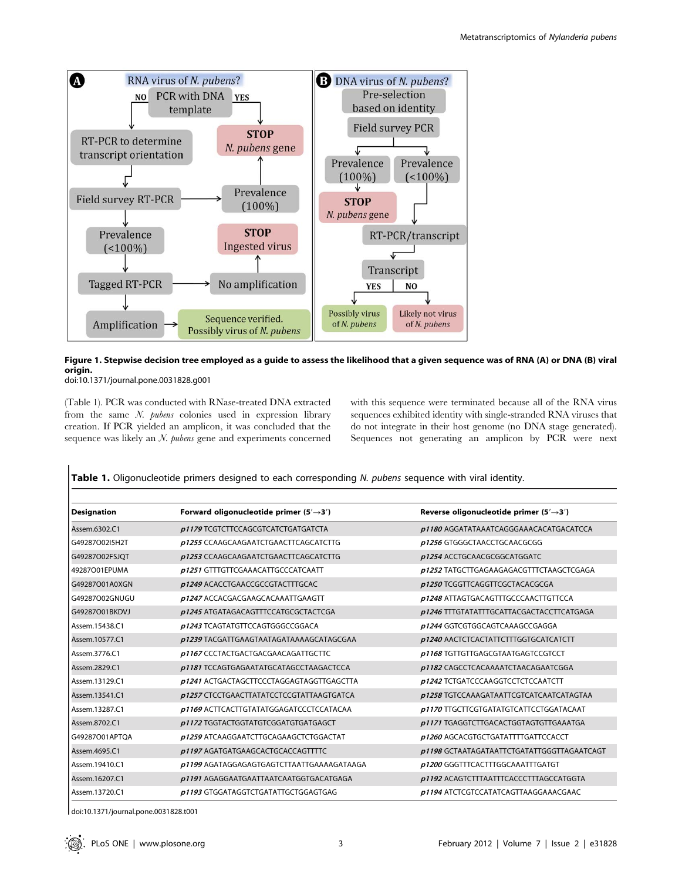Figure 1. Stepwise decision tree employed as a guide to assess the likelihood that a given sequence was of RNA (A) or DNA (B) viral origin.
doi:10.1371/journal.pone.0031828.g001

(Table 1). PCR was conducted with RNase-treated DNA extracted from the same *N. pubens* colonies used in expression library creation. If PCR yielded an amplicon, it was concluded that the sequence was likely an *N. pubens* gene and experiments concerned with this sequence were terminated because all of the RNA virus sequences exhibited identity with single-stranded RNA viruses that do not integrate in their host genome (no DNA stage generated). Sequences not generating an amplicon by PCR were next

**Table 1.** Oligonucleotide primers designed to each corresponding *N. pubens* sequence with viral identity.

| Designation | Forward oligonucleotide primer (5′→3′) | Reverse oligonucleotide primer (5′→3′) |
|---|---|---|
| Assem.6302.C1 | ***p1179*** TCGTCTTCCAGCGTCATCTGATGATCTA | ***p1180*** AGGATATAAATCAGGGAAACACATGACATCCA |
| G49287O02I5H2T | ***p1255*** CCAAGCAAGAATCTGAACTTCAGCATCTTG | ***p1256*** GTGGGCTAACCTGCAACGCGG |
| G49287O02FSJQT | ***p1253*** CCAAGCAAGAATCTGAACTTCAGCATCTTG | ***p1254*** ACCTGCAACGCGGCATGGATC |
| 49287O01EPUMA | ***p1251*** GTTTGTTCGAAACATTGCCCATCAATT | ***p1252*** TATGCTTGAGAAGAGACGTTTCTAAGCTCGAGA |
| G49287O01A0XGN | ***p1249*** ACACCTGAACCGCCGTACTTTGCAC | ***p1250*** TCGGTTCAGGTTCGCTACACGCGA |
| G49287O02GNUGU | ***p1247*** ACCACGACGAAGCACAAATTGAAGTT | ***p1248*** ATTAGTGACAGTTTGCCCAACTTGTTCCA |
| G49287O01BKDVJ | ***p1245*** ATGATAGACAGTTTCCATGCGCTACTCGA | ***p1246*** TTTGTATATTTGCATTACGACTACCTTCATGAGA |
| Assem.15438.C1 | ***p1243*** TCAGTATGTTCCAGTGGGCCGGACA | ***p1244*** GGTCGTGGCAGTCAAAGCCGAGGA |
| Assem.10577.C1 | ***p1239*** TACGATTGAAGTAATAGATAAAAGCATAGCGAA | ***p1240*** AACTCTCACTATTCTTTGGTGCATCATCTT |
| Assem.3776.C1 | ***p1167*** CCCTACTGACTGACGAACAGATTGCTTC | ***p1168*** TGTTGTTGAGCGTAATGAGTCCGTCCT |
| Assem.2829.C1 | ***p1181*** TCCAGTGAGAATATGCATAGCCTAAGACTCCA | ***p1182*** CAGCCTCACAAAATCTAACAGAATCGGA |
| Assem.13129.C1 | ***p1241*** ACTGACTAGCTTCCCTAGGAGTAGGTTGAGCTTA | ***p1242*** TCTGATCCCAAGGTCCTCTCCAATCTT |
| Assem.13541.C1 | ***p1257*** CTCCTGAACTTATATCCTCCGTATTAAGTGATCA | ***p1258*** TGTCCAAAGATAATTCGTCATCAATCATAGTAA |
| Assem.13287.C1 | ***p1169*** ACTTCACTTGTATATGGAGATCCCTCCATACAA | ***p1170*** TTGCTTCGTGATATGTCATTCCTGGATACAAT |
| Assem.8702.C1 | ***p1172*** TGGTACTGGTATGTCGGATGTGATGAGCT | ***p1171*** TGAGGTCTTGACACTGGTAGTGTTGAAATGA |
| G49287O01APTQA | ***p1259*** ATCAAGGAATCTTGCAGAAGCTCTGGACTAT | ***p1260*** AGCACGTGCTGATATTTTGATTCCACCT |
| Assem.4695.C1 | ***p1197*** AGATGATGAAGCACTGCACCAGTTTTC | ***p1198*** GCTAATAGATAATTCTGATATTGGGTTAGAATCAGT |
| Assem.19410.C1 | ***p1199*** AGATAGGAGAGTGAGTCTTAATTGAAAAGATAAGA | ***p1200*** GGGTTTCACTTTGGCAAATTTGATGT |
| Assem.16207.C1 | ***p1191*** AGAGGAATGAATTAATCAATGGTGACATGAGA | ***p1192*** ACAGTCTTTAATTTCACCCTTTAGCCATGGTA |
| Assem.13720.C1 | ***p1193*** GTGGATAGGTCTGATATTGCTGGAGTGAG | ***p1194*** ATCTCGTCCATATCAGTTAAGGAAACGAAC |

doi:10.1371/journal.pone.0031828.t001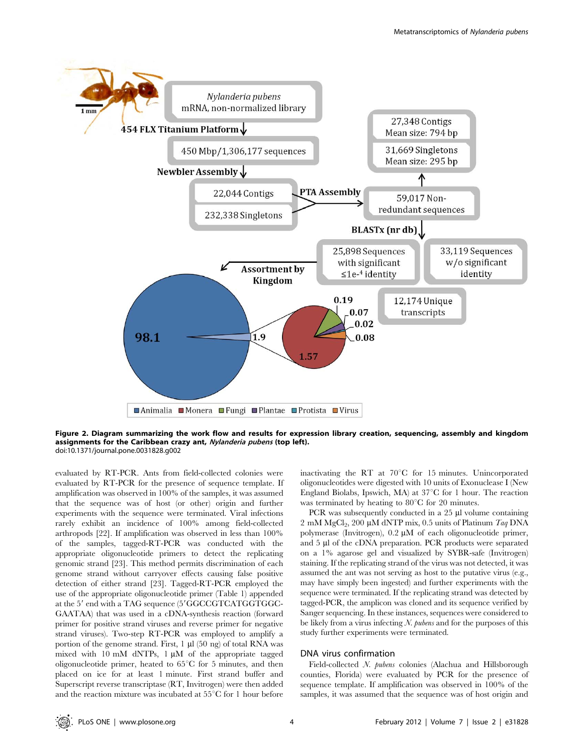**Figure 2. Diagram summarizing the work flow and results for expression library creation, sequencing, assembly and kingdom assignments for the Caribbean crazy ant, *Nylanderia pubens* (top left).**
doi:10.1371/journal.pone.0031828.g002

evaluated by RT-PCR. Ants from field-collected colonies were evaluated by RT-PCR for the presence of sequence template. If amplification was observed in 100% of the samples, it was assumed that the sequence was of host (or other) origin and further experiments with the sequence were terminated. Viral infections rarely exhibit an incidence of 100% among field-collected arthropods [22]. If amplification was observed in less than 100% of the samples, tagged-RT-PCR was conducted with the appropriate oligonucleotide primers to detect the replicating genomic strand [23]. This method permits discrimination of each genome strand without carryover effects causing false positive detection of either strand [23]. Tagged-RT-PCR employed the use of the appropriate oligonucleotide primer (Table 1) appended at the 5′ end with a TAG sequence (5′GGCCGTCATGGTGGCGAATAA) that was used in a cDNA-synthesis reaction (forward primer for positive strand viruses and reverse primer for negative strand viruses). Two-step RT-PCR was employed to amplify a portion of the genome strand. First, 1 µl (50 ng) of total RNA was mixed with 10 mM dNTPs, 1 µM of the appropriate tagged oligonucleotide primer, heated to 65°C for 5 minutes, and then placed on ice for at least 1 minute. First strand buffer and Superscript reverse transcriptase (RT, Invitrogen) were then added and the reaction mixture was incubated at 55°C for 1 hour before inactivating the RT at 70°C for 15 minutes. Unincorporated oligonucleotides were digested with 10 units of Exonuclease I (New England Biolabs, Ipswich, MA) at 37°C for 1 hour. The reaction was terminated by heating to 80°C for 20 minutes.

PCR was subsequently conducted in a 25 µl volume containing 2 mM $MgCl_2$, 200 µM dNTP mix, 0.5 units of Platinum *Taq* DNA polymerase (Invitrogen), 0.2 µM of each oligonucleotide primer, and 5 µl of the cDNA preparation. PCR products were separated on a 1% agarose gel and visualized by SYBR-safe (Invitrogen) staining. If the replicating strand of the virus was not detected, it was assumed the ant was not serving as host to the putative virus (e.g., may have simply been ingested) and further experiments with the sequence were terminated. If the replicating strand was detected by tagged-PCR, the amplicon was cloned and its sequence verified by Sanger sequencing. In these instances, sequences were considered to be likely from a virus infecting *N. pubens* and for the purposes of this study further experiments were terminated.

## DNA virus confirmation

Field-collected *N. pubens* colonies (Alachua and Hillsborough counties, Florida) were evaluated by PCR for the presence of sequence template. If amplification was observed in 100% of the samples, it was assumed that the sequence was of host origin and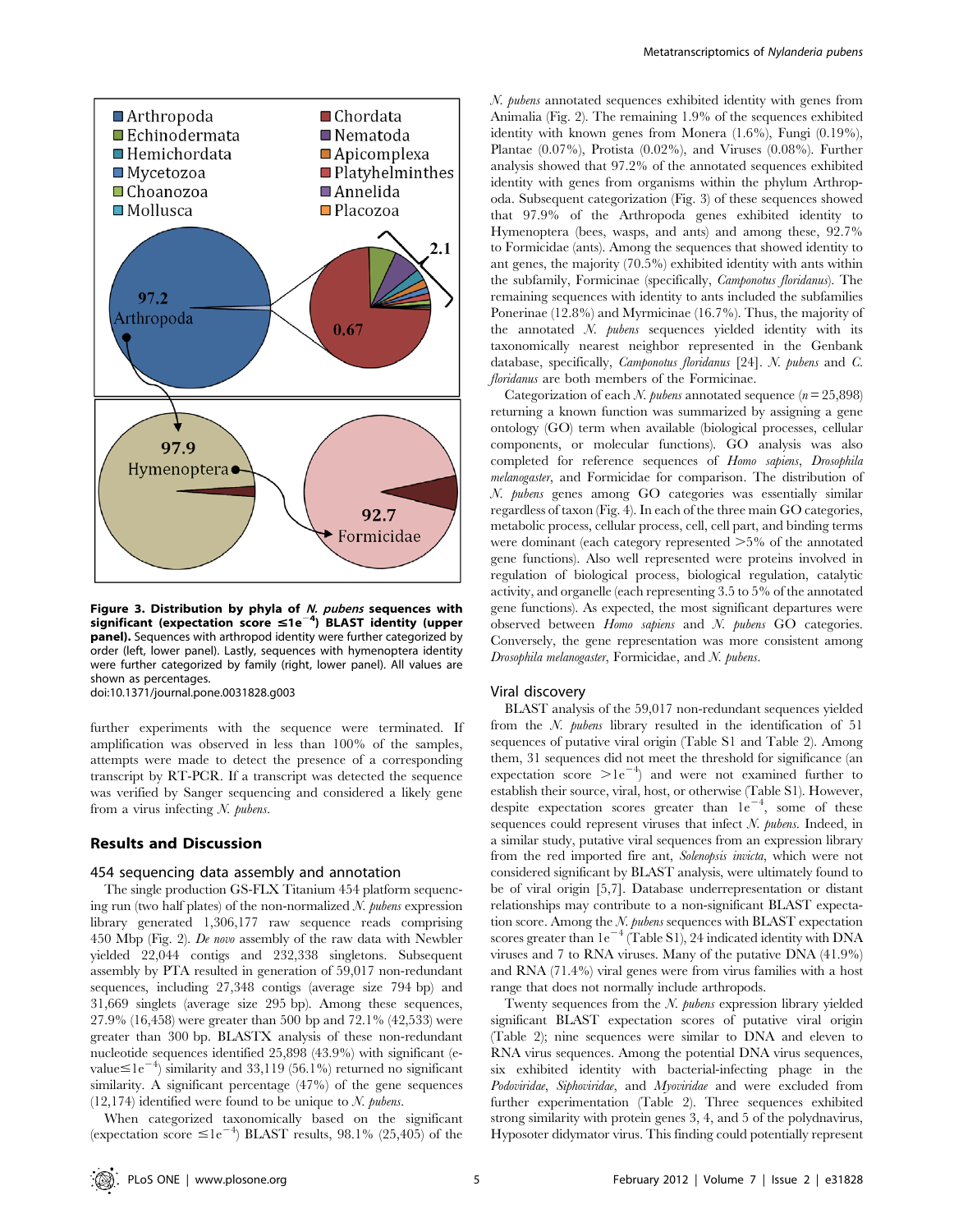**Figure 3. Distribution by phyla of *N. pubens* sequences with significant (expectation score ≤1e$^{-4}$) BLAST identity (upper panel).** Sequences with arthropod identity were further categorized by order (left, lower panel). Lastly, sequences with hymenoptera identity were further categorized by family (right, lower panel). All values are shown as percentages.
doi:10.1371/journal.pone.0031828.g003

further experiments with the sequence were terminated. If amplification was observed in less than 100% of the samples, attempts were made to detect the presence of a corresponding transcript by RT-PCR. If a transcript was detected the sequence was verified by Sanger sequencing and considered a likely gene from a virus infecting *N. pubens*.

## Results and Discussion

### 454 sequencing data assembly and annotation

The single production GS-FLX Titanium 454 platform sequencing run (two half plates) of the non-normalized *N. pubens* expression library generated 1,306,177 raw sequence reads comprising 450 Mbp (Fig. 2). *De novo* assembly of the raw data with Newbler yielded 22,044 contigs and 232,338 singletons. Subsequent assembly by PTA resulted in generation of 59,017 non-redundant sequences, including 27,348 contigs (average size 794 bp) and 31,669 singlets (average size 295 bp). Among these sequences, 27.9% (16,458) were greater than 500 bp and 72.1% (42,533) were greater than 300 bp. BLASTX analysis of these non-redundant nucleotide sequences identified 25,898 (43.9%) with significant (e-value≤1e$^{-4}$) similarity and 33,119 (56.1%) returned no significant similarity. A significant percentage (47%) of the gene sequences (12,174) identified were found to be unique to *N. pubens*.

When categorized taxonomically based on the significant (expectation score ≤1e$^{-4}$) BLAST results, 98.1% (25,405) of the *N. pubens* annotated sequences exhibited identity with genes from Animalia (Fig. 2). The remaining 1.9% of the sequences exhibited identity with known genes from Monera (1.6%), Fungi (0.19%), Plantae (0.07%), Protista (0.02%), and Viruses (0.08%). Further analysis showed that 97.2% of the annotated sequences exhibited identity with genes from organisms within the phylum Arthropoda. Subsequent categorization (Fig. 3) of these sequences showed that 97.9% of the Arthropoda genes exhibited identity to Hymenoptera (bees, wasps, and ants) and among these, 92.7% to Formicidae (ants). Among the sequences that showed identity to ant genes, the majority (70.5%) exhibited identity with ants within the subfamily, Formicinae (specifically, *Camponotus floridanus*). The remaining sequences with identity to ants included the subfamilies Ponerinae (12.8%) and Myrmicinae (16.7%). Thus, the majority of the annotated *N. pubens* sequences yielded identity with its taxonomically nearest neighbor represented in the Genbank database, specifically, *Camponotus floridanus* [24]. *N. pubens* and *C. floridanus* are both members of the Formicinae.

Categorization of each *N. pubens* annotated sequence ($n = 25,898$) returning a known function was summarized by assigning a gene ontology (GO) term when available (biological processes, cellular components, or molecular functions). GO analysis was also completed for reference sequences of *Homo sapiens*, *Drosophila melanogaster*, and Formicidae for comparison. The distribution of *N. pubens* genes among GO categories was essentially similar regardless of taxon (Fig. 4). In each of the three main GO categories, metabolic process, cellular process, cell, cell part, and binding terms were dominant (each category represented >5% of the annotated gene functions). Also well represented were proteins involved in regulation of biological process, biological regulation, catalytic activity, and organelle (each representing 3.5 to 5% of the annotated gene functions). As expected, the most significant departures were observed between *Homo sapiens* and *N. pubens* GO categories. Conversely, the gene representation was more consistent among *Drosophila melanogaster*, Formicidae, and *N. pubens*.

### Viral discovery

BLAST analysis of the 59,017 non-redundant sequences yielded from the *N. pubens* library resulted in the identification of 51 sequences of putative viral origin (Table S1 and Table 2). Among them, 31 sequences did not meet the threshold for significance (an expectation score >1e$^{-4}$) and were not examined further to establish their source, viral, host, or otherwise (Table S1). However, despite expectation scores greater than 1e$^{-4}$, some of these sequences could represent viruses that infect *N. pubens*. Indeed, in a similar study, putative viral sequences from an expression library from the red imported fire ant, *Solenopsis invicta*, which were not considered significant by BLAST analysis, were ultimately found to be of viral origin [5,7]. Database underrepresentation or distant relationships may contribute to a non-significant BLAST expectation score. Among the *N. pubens* sequences with BLAST expectation scores greater than 1e$^{-4}$ (Table S1), 24 indicated identity with DNA viruses and 7 to RNA viruses. Many of the putative DNA (41.9%) and RNA (71.4%) viral genes were from virus families with a host range that does not normally include arthropods.

Twenty sequences from the *N. pubens* expression library yielded significant BLAST expectation scores of putative viral origin (Table 2); nine sequences were similar to DNA and eleven to RNA virus sequences. Among the potential DNA virus sequences, six exhibited identity with bacterial-infecting phage in the *Podoviridae*, *Siphoviridae*, and *Myoviridae* and were excluded from further experimentation (Table 2). Three sequences exhibited strong similarity with protein genes 3, 4, and 5 of the polydnavirus, Hyposoter didymator virus. This finding could potentially represent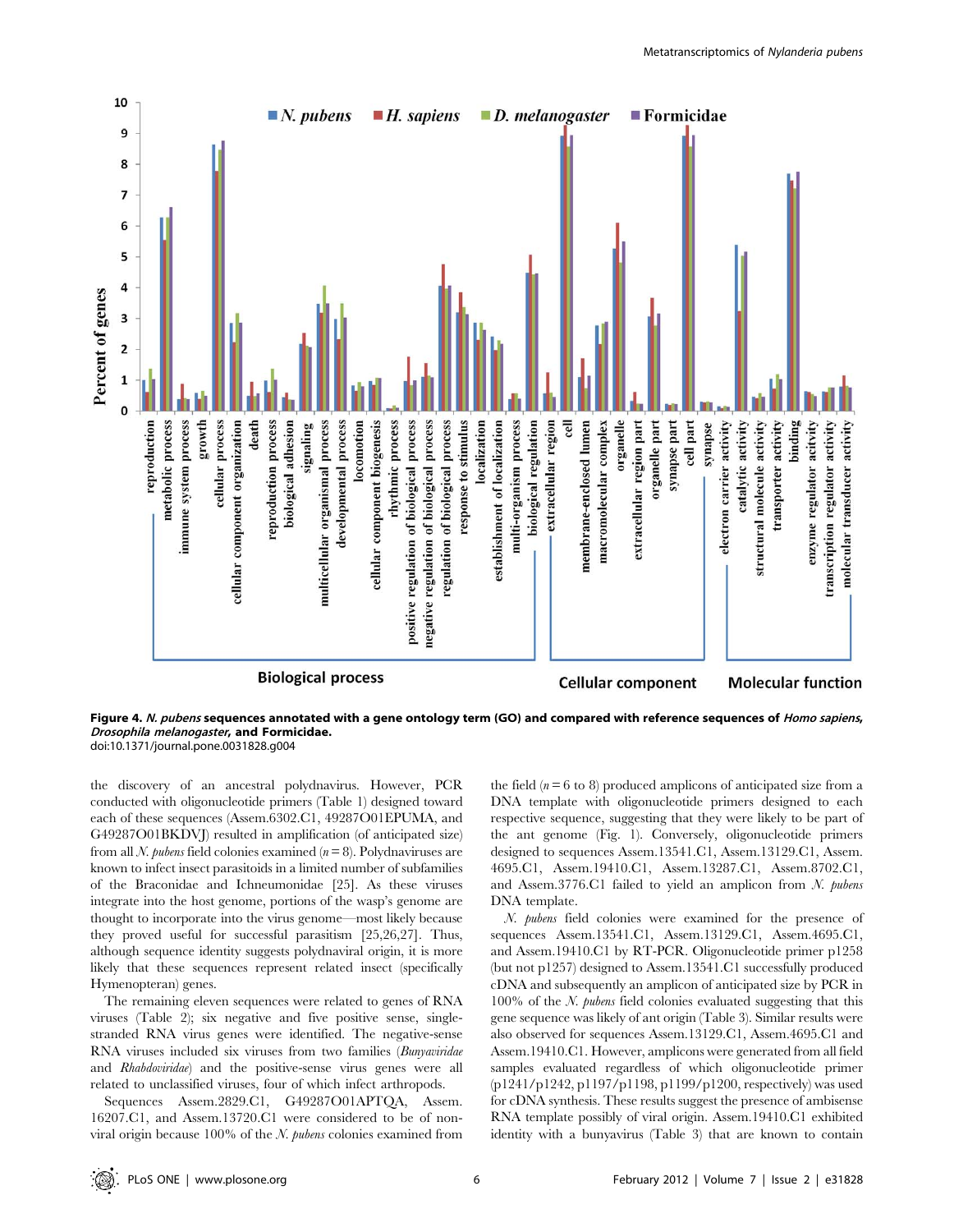**Figure 4. *N. pubens* sequences annotated with a gene ontology term (GO) and compared with reference sequences of *Homo sapiens*, *Drosophila melanogaster*, and Formicidae.**
doi:10.1371/journal.pone.0031828.g004

the discovery of an ancestral polydnavirus. However, PCR conducted with oligonucleotide primers (Table 1) designed toward each of these sequences (Assem.6302.C1, 49287O01EPUMA, and G49287O01BKDVJ) resulted in amplification (of anticipated size) from all *N. pubens* field colonies examined ($n = 8$). Polydnaviruses are known to infect insect parasitoids in a limited number of subfamilies of the Braconidae and Ichneumonidae [25]. As these viruses integrate into the host genome, portions of the wasp's genome are thought to incorporate into the virus genome—most likely because they proved useful for successful parasitism [25,26,27]. Thus, although sequence identity suggests polydnaviral origin, it is more likely that these sequences represent related insect (specifically Hymenopteran) genes.

The remaining eleven sequences were related to genes of RNA viruses (Table 2); six negative and five positive sense, single-stranded RNA virus genes were identified. The negative-sense RNA viruses included six viruses from two families (*Bunyaviridae* and *Rhabdoviridae*) and the positive-sense virus genes were all related to unclassified viruses, four of which infect arthropods.

Sequences Assem.2829.C1, G49287O01APTQA, Assem.16207.C1, and Assem.13720.C1 were considered to be of non-viral origin because 100% of the *N. pubens* colonies examined from the field ($n = 6$ to 8) produced amplicons of anticipated size from a DNA template with oligonucleotide primers designed to each respective sequence, suggesting that they were likely to be part of the ant genome (Fig. 1). Conversely, oligonucleotide primers designed to sequences Assem.13541.C1, Assem.13129.C1, Assem.4695.C1, Assem.19410.C1, Assem.13287.C1, Assem.8702.C1, and Assem.3776.C1 failed to yield an amplicon from *N. pubens* DNA template.

*N. pubens* field colonies were examined for the presence of sequences Assem.13541.C1, Assem.13129.C1, Assem.4695.C1, and Assem.19410.C1 by RT-PCR. Oligonucleotide primer p1258 (but not p1257) designed to Assem.13541.C1 successfully produced cDNA and subsequently an amplicon of anticipated size by PCR in 100% of the *N. pubens* field colonies evaluated suggesting that this gene sequence was likely of ant origin (Table 3). Similar results were also observed for sequences Assem.13129.C1, Assem.4695.C1 and Assem.19410.C1. However, amplicons were generated from all field samples evaluated regardless of which oligonucleotide primer (p1241/p1242, p1197/p1198, p1199/p1200, respectively) was used for cDNA synthesis. These results suggest the presence of ambisense RNA template possibly of viral origin. Assem.19410.C1 exhibited identity with a bunyavirus (Table 3) that are known to contain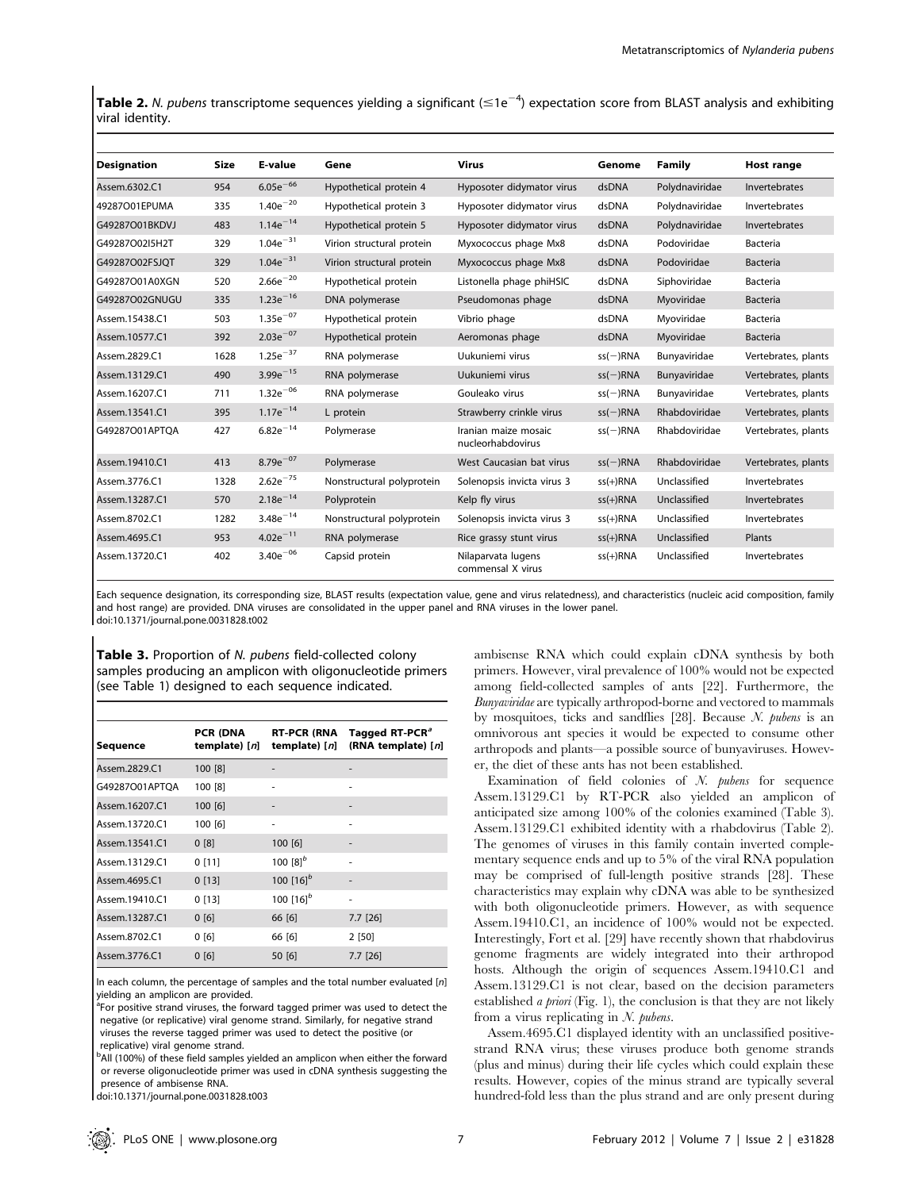**Table 2.** *N. pubens* transcriptome sequences yielding a significant ($\leq$1e$^{-4}$) expectation score from BLAST analysis and exhibiting viral identity.

| Designation | Size | E-value | Gene | Virus | Genome | Family | Host range |
|---|---|---|---|---|---|---|---|
| Assem.6302.C1 | 954 | $6.05e^{-66}$ | Hypothetical protein 4 | Hyposoter didymator virus | dsDNA | Polydnaviridae | Invertebrates |
| 49287O01EPUMA | 335 | $1.40e^{-20}$ | Hypothetical protein 3 | Hyposoter didymator virus | dsDNA | Polydnaviridae | Invertebrates |
| G49287O01BKDVJ | 483 | $1.14e^{-14}$ | Hypothetical protein 5 | Hyposoter didymator virus | dsDNA | Polydnaviridae | Invertebrates |
| G49287O02I5H2T | 329 | $1.04e^{-31}$ | Virion structural protein | Myxococcus phage Mx8 | dsDNA | Podoviridae | Bacteria |
| G49287O02FSJQT | 329 | $1.04e^{-31}$ | Virion structural protein | Myxococcus phage Mx8 | dsDNA | Podoviridae | Bacteria |
| G49287O01A0XGN | 520 | $2.66e^{-20}$ | Hypothetical protein | Listonella phage phiHSIC | dsDNA | Siphoviridae | Bacteria |
| G49287O02GNUGU | 335 | $1.23e^{-16}$ | DNA polymerase | Pseudomonas phage | dsDNA | Myoviridae | Bacteria |
| Assem.15438.C1 | 503 | $1.35e^{-07}$ | Hypothetical protein | Vibrio phage | dsDNA | Myoviridae | Bacteria |
| Assem.10577.C1 | 392 | $2.03e^{-07}$ | Hypothetical protein | Aeromonas phage | dsDNA | Myoviridae | Bacteria |
| Assem.2829.C1 | 1628 | $1.25e^{-37}$ | RNA polymerase | Uukuniemi virus | ss(−)RNA | Bunyaviridae | Vertebrates, plants |
| Assem.13129.C1 | 490 | $3.99e^{-15}$ | RNA polymerase | Uukuniemi virus | ss(−)RNA | Bunyaviridae | Vertebrates, plants |
| Assem.16207.C1 | 711 | $1.32e^{-06}$ | RNA polymerase | Gouleako virus | ss(−)RNA | Bunyaviridae | Vertebrates, plants |
| Assem.13541.C1 | 395 | $1.17e^{-14}$ | L protein | Strawberry crinkle virus | ss(−)RNA | Rhabdoviridae | Vertebrates, plants |
| G49287O01APTQA | 427 | $6.82e^{-14}$ | Polymerase | Iranian maize mosaic nucleorhabdovirus | ss(−)RNA | Rhabdoviridae | Vertebrates, plants |
| Assem.19410.C1 | 413 | $8.79e^{-07}$ | Polymerase | West Caucasian bat virus | ss(−)RNA | Rhabdoviridae | Vertebrates, plants |
| Assem.3776.C1 | 1328 | $2.62e^{-75}$ | Nonstructural polyprotein | Solenopsis invicta virus 3 | ss(+)RNA | Unclassified | Invertebrates |
| Assem.13287.C1 | 570 | $2.18e^{-14}$ | Polyprotein | Kelp fly virus | ss(+)RNA | Unclassified | Invertebrates |
| Assem.8702.C1 | 1282 | $3.48e^{-14}$ | Nonstructural polyprotein | Solenopsis invicta virus 3 | ss(+)RNA | Unclassified | Invertebrates |
| Assem.4695.C1 | 953 | $4.02e^{-11}$ | RNA polymerase | Rice grassy stunt virus | ss(+)RNA | Unclassified | Plants |
| Assem.13720.C1 | 402 | $3.40e^{-06}$ | Capsid protein | Nilaparvata lugens commensal X virus | ss(+)RNA | Unclassified | Invertebrates |

Each sequence designation, its corresponding size, BLAST results (expectation value, gene and virus relatedness), and characteristics (nucleic acid composition, family and host range) are provided. DNA viruses are consolidated in the upper panel and RNA viruses in the lower panel.
doi:10.1371/journal.pone.0031828.t002

**Table 3.** Proportion of *N. pubens* field-collected colony samples producing an amplicon with oligonucleotide primers (see Table 1) designed to each sequence indicated.

| Sequence | PCR (DNA template) [n] | RT-PCR (RNA template) [n] | Tagged RT-PCR[a] (RNA template) [n] |
|---|---|---|---|
| Assem.2829.C1 | 100 [8] | - | - |
| G49287O01APTQA | 100 [8] | - | - |
| Assem.16207.C1 | 100 [6] | - | - |
| Assem.13720.C1 | 100 [6] | - | - |
| Assem.13541.C1 | 0 [8] | 100 [6] | - |
| Assem.13129.C1 | 0 [11] | 100 [8][b] | - |
| Assem.4695.C1 | 0 [13] | 100 [16][b] | - |
| Assem.19410.C1 | 0 [13] | 100 [16][b] | - |
| Assem.13287.C1 | 0 [6] | 66 [6] | 7.7 [26] |
| Assem.8702.C1 | 0 [6] | 66 [6] | 2 [50] |
| Assem.3776.C1 | 0 [6] | 50 [6] | 7.7 [26] |

In each column, the percentage of samples and the total number evaluated [n] yielding an amplicon are provided.
[a]For positive strand viruses, the forward tagged primer was used to detect the negative (or replicative) viral genome strand. Similarly, for negative strand viruses the reverse tagged primer was used to detect the positive (or replicative) viral genome strand.
[b]All (100%) of these field samples yielded an amplicon when either the forward or reverse oligonucleotide primer was used in cDNA synthesis suggesting the presence of ambisense RNA.
doi:10.1371/journal.pone.0031828.t003

ambisense RNA which could explain cDNA synthesis by both primers. However, viral prevalence of 100% would not be expected among field-collected samples of ants [22]. Furthermore, the *Bunyaviridae* are typically arthropod-borne and vectored to mammals by mosquitoes, ticks and sandflies [28]. Because *N. pubens* is an omnivorous ant species it would be expected to consume other arthropods and plants—a possible source of bunyaviruses. However, the diet of these ants has not been established.

Examination of field colonies of *N. pubens* for sequence Assem.13129.C1 by RT-PCR also yielded an amplicon of anticipated size among 100% of the colonies examined (Table 3). Assem.13129.C1 exhibited identity with a rhabdovirus (Table 2). The genomes of viruses in this family contain inverted complementary sequence ends and up to 5% of the viral RNA population may be comprised of full-length positive strands [28]. These characteristics may explain why cDNA was able to be synthesized with both oligonucleotide primers. However, as with sequence Assem.19410.C1, an incidence of 100% would not be expected. Interestingly, Fort et al. [29] have recently shown that rhabdovirus genome fragments are widely integrated into their arthropod hosts. Although the origin of sequences Assem.19410.C1 and Assem.13129.C1 is not clear, based on the decision parameters established *a priori* (Fig. 1), the conclusion is that they are not likely from a virus replicating in *N. pubens*.

Assem.4695.C1 displayed identity with an unclassified positive-strand RNA virus; these viruses produce both genome strands (plus and minus) during their life cycles which could explain these results. However, copies of the minus strand are typically several hundred-fold less than the plus strand and are only present during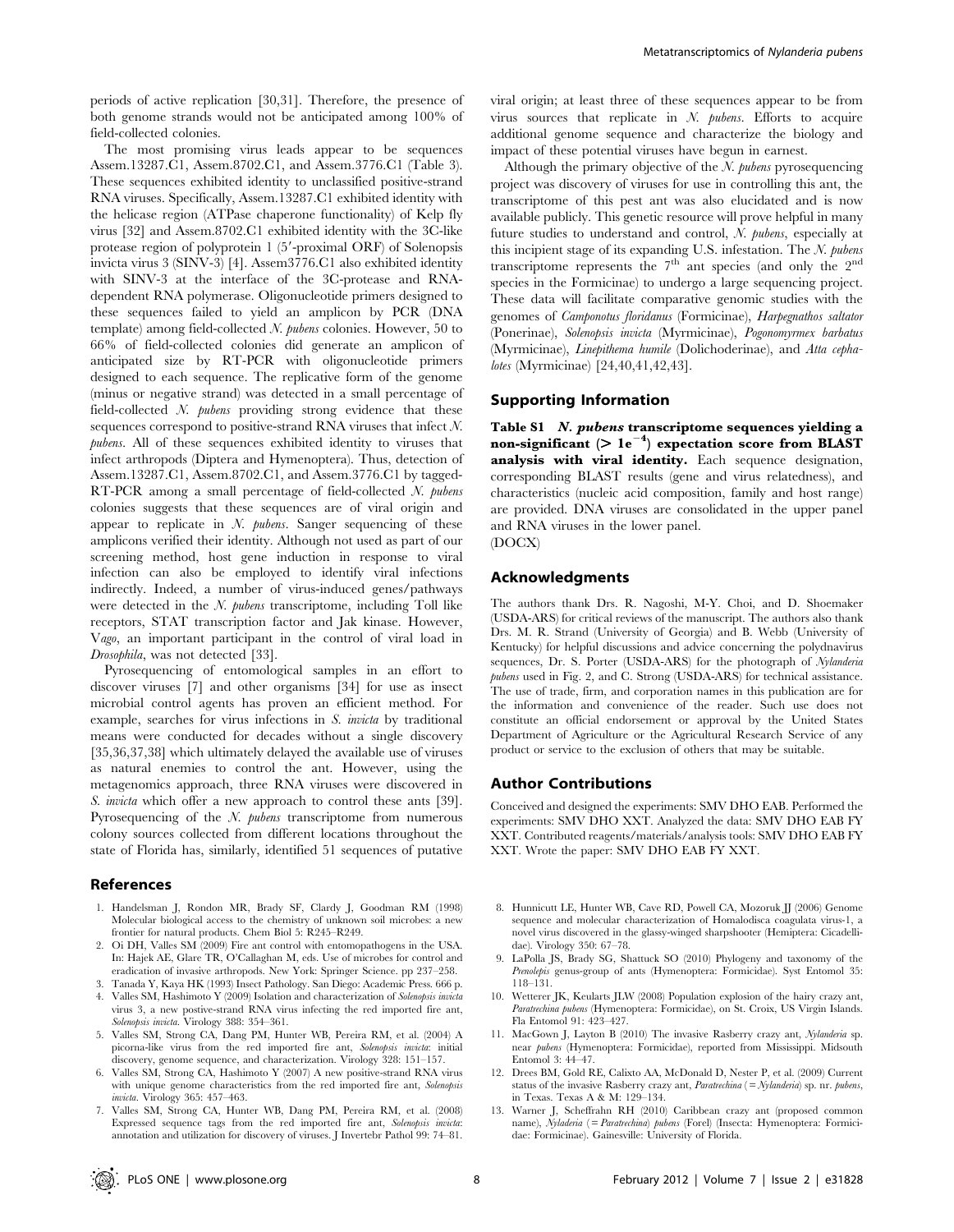periods of active replication [30,31]. Therefore, the presence of both genome strands would not be anticipated among 100% of field-collected colonies.

The most promising virus leads appear to be sequences Assem.13287.C1, Assem.8702.C1, and Assem.3776.C1 (Table 3). These sequences exhibited identity to unclassified positive-strand RNA viruses. Specifically, Assem.13287.C1 exhibited identity with the helicase region (ATPase chaperone functionality) of Kelp fly virus [32] and Assem.8702.C1 exhibited identity with the 3C-like protease region of polyprotein 1 (5′-proximal ORF) of Solenopsis invicta virus 3 (SINV-3) [4]. Assem3776.C1 also exhibited identity with SINV-3 at the interface of the 3C-protease and RNA-dependent RNA polymerase. Oligonucleotide primers designed to these sequences failed to yield an amplicon by PCR (DNA template) among field-collected *N. pubens* colonies. However, 50 to 66% of field-collected colonies did generate an amplicon of anticipated size by RT-PCR with oligonucleotide primers designed to each sequence. The replicative form of the genome (minus or negative strand) was detected in a small percentage of field-collected *N. pubens* providing strong evidence that these sequences correspond to positive-strand RNA viruses that infect *N. pubens*. All of these sequences exhibited identity to viruses that infect arthropods (Diptera and Hymenoptera). Thus, detection of Assem.13287.C1, Assem.8702.C1, and Assem.3776.C1 by tagged-RT-PCR among a small percentage of field-collected *N. pubens* colonies suggests that these sequences are of viral origin and appear to replicate in *N. pubens*. Sanger sequencing of these amplicons verified their identity. Although not used as part of our screening method, host gene induction in response to viral infection can also be employed to identify viral infections indirectly. Indeed, a number of virus-induced genes/pathways were detected in the *N. pubens* transcriptome, including Toll like receptors, STAT transcription factor and Jak kinase. However, V*ago*, an important participant in the control of viral load in *Drosophila*, was not detected [33].

Pyrosequencing of entomological samples in an effort to discover viruses [7] and other organisms [34] for use as insect microbial control agents has proven an efficient method. For example, searches for virus infections in *S. invicta* by traditional means were conducted for decades without a single discovery [35,36,37,38] which ultimately delayed the available use of viruses as natural enemies to control the ant. However, using the metagenomics approach, three RNA viruses were discovered in *S. invicta* which offer a new approach to control these ants [39]. Pyrosequencing of the *N. pubens* transcriptome from numerous colony sources collected from different locations throughout the state of Florida has, similarly, identified 51 sequences of putative viral origin; at least three of these sequences appear to be from virus sources that replicate in *N. pubens*. Efforts to acquire additional genome sequence and characterize the biology and impact of these potential viruses have begun in earnest.

Although the primary objective of the *N. pubens* pyrosequencing project was discovery of viruses for use in controlling this ant, the transcriptome of this pest ant was also elucidated and is now available publicly. This genetic resource will prove helpful in many future studies to understand and control, *N. pubens*, especially at this incipient stage of its expanding U.S. infestation. The *N. pubens* transcriptome represents the 7th ant species (and only the 2nd species in the Formicinae) to undergo a large sequencing project. These data will facilitate comparative genomic studies with the genomes of *Camponotus floridanus* (Formicinae), *Harpegnathos saltator* (Ponerinae), *Solenopsis invicta* (Myrmicinae), *Pogonomyrmex barbatus* (Myrmicinae), *Linepithema humile* (Dolichoderinae), and *Atta cephalotes* (Myrmicinae) [24,40,41,42,43].

## Supporting Information

**Table S1** ***N. pubens*** **transcriptome sequences yielding a non-significant (> 1e$^{-4}$) expectation score from BLAST analysis with viral identity.** Each sequence designation, corresponding BLAST results (gene and virus relatedness), and characteristics (nucleic acid composition, family and host range) are provided. DNA viruses are consolidated in the upper panel and RNA viruses in the lower panel.
(DOCX)

## Acknowledgments

The authors thank Drs. R. Nagoshi, M-Y. Choi, and D. Shoemaker (USDA-ARS) for critical reviews of the manuscript. The authors also thank Drs. M. R. Strand (University of Georgia) and B. Webb (University of Kentucky) for helpful discussions and advice concerning the polydnavirus sequences, Dr. S. Porter (USDA-ARS) for the photograph of *Nylanderia pubens* used in Fig. 2, and C. Strong (USDA-ARS) for technical assistance. The use of trade, firm, and corporation names in this publication are for the information and convenience of the reader. Such use does not constitute an official endorsement or approval by the United States Department of Agriculture or the Agricultural Research Service of any product or service to the exclusion of others that may be suitable.

## Author Contributions

Conceived and designed the experiments: SMV DHO EAB. Performed the experiments: SMV DHO XXT. Analyzed the data: SMV DHO EAB FY XXT. Contributed reagents/materials/analysis tools: SMV DHO EAB FY XXT. Wrote the paper: SMV DHO EAB FY XXT.

## References

1. Handelsman J, Rondon MR, Brady SF, Clardy J, Goodman RM (1998) Molecular biological access to the chemistry of unknown soil microbes: a new frontier for natural products. Chem Biol 5: R245–R249.
2. Oi DH, Valles SM (2009) Fire ant control with entomopathogens in the USA. In: Hajek AE, Glare TR, O'Callaghan M, eds. Use of microbes for control and eradication of invasive arthropods. New York: Springer Science. pp 237–258.
3. Tanada Y, Kaya HK (1993) Insect Pathology. San Diego: Academic Press. 666 p.
4. Valles SM, Hashimoto Y (2009) Isolation and characterization of *Solenopsis invicta* virus 3, a new postive-strand RNA virus infecting the red imported fire ant, *Solenopsis invicta*. Virology 388: 354–361.
5. Valles SM, Strong CA, Dang PM, Hunter WB, Pereira RM, et al. (2004) A picorna-like virus from the red imported fire ant, *Solenopsis invicta*: initial discovery, genome sequence, and characterization. Virology 328: 151–157.
6. Valles SM, Strong CA, Hashimoto Y (2007) A new positive-strand RNA virus with unique genome characteristics from the red imported fire ant, *Solenopsis invicta*. Virology 365: 457–463.
7. Valles SM, Strong CA, Hunter WB, Dang PM, Pereira RM, et al. (2008) Expressed sequence tags from the red imported fire ant, *Solenopsis invicta*: annotation and utilization for discovery of viruses. J Invertebr Pathol 99: 74–81.
8. Hunnicutt LE, Hunter WB, Cave RD, Powell CA, Mozoruk JJ (2006) Genome sequence and molecular characterization of Homalodisca coagulata virus-1, a novel virus discovered in the glassy-winged sharpshooter (Hemiptera: Cicadellidae). Virology 350: 67–78.
9. LaPolla JS, Brady SG, Shattuck SO (2010) Phylogeny and taxonomy of the *Prenolepis* genus-group of ants (Hymenoptera: Formicidae). Syst Entomol 35: 118–131.
10. Wetterer JK, Keularts JLW (2008) Population explosion of the hairy crazy ant, *Paratrechina pubens* (Hymenoptera: Formicidae), on St. Croix, US Virgin Islands. Fla Entomol 91: 423–427.
11. MacGown J, Layton B (2010) The invasive Rasberry crazy ant, *Nylanderia* sp. near *pubens* (Hymenoptera: Formicidae), reported from Mississippi. Midsouth Entomol 3: 44–47.
12. Drees BM, Gold RE, Calixto AA, McDonald D, Nester P, et al. (2009) Current status of the invasive Rasberry crazy ant, *Paratrechina* (= *Nylanderia*) sp. nr. *pubens*, in Texas. Texas A & M: 129–134.
13. Warner J, Scheffrahn RH (2010) Caribbean crazy ant (proposed common name), *Nyladeria* (= *Paratrechina*) *pubens* (Forel) (Insecta: Hymenoptera: Formicidae: Formicinae). Gainesville: University of Florida.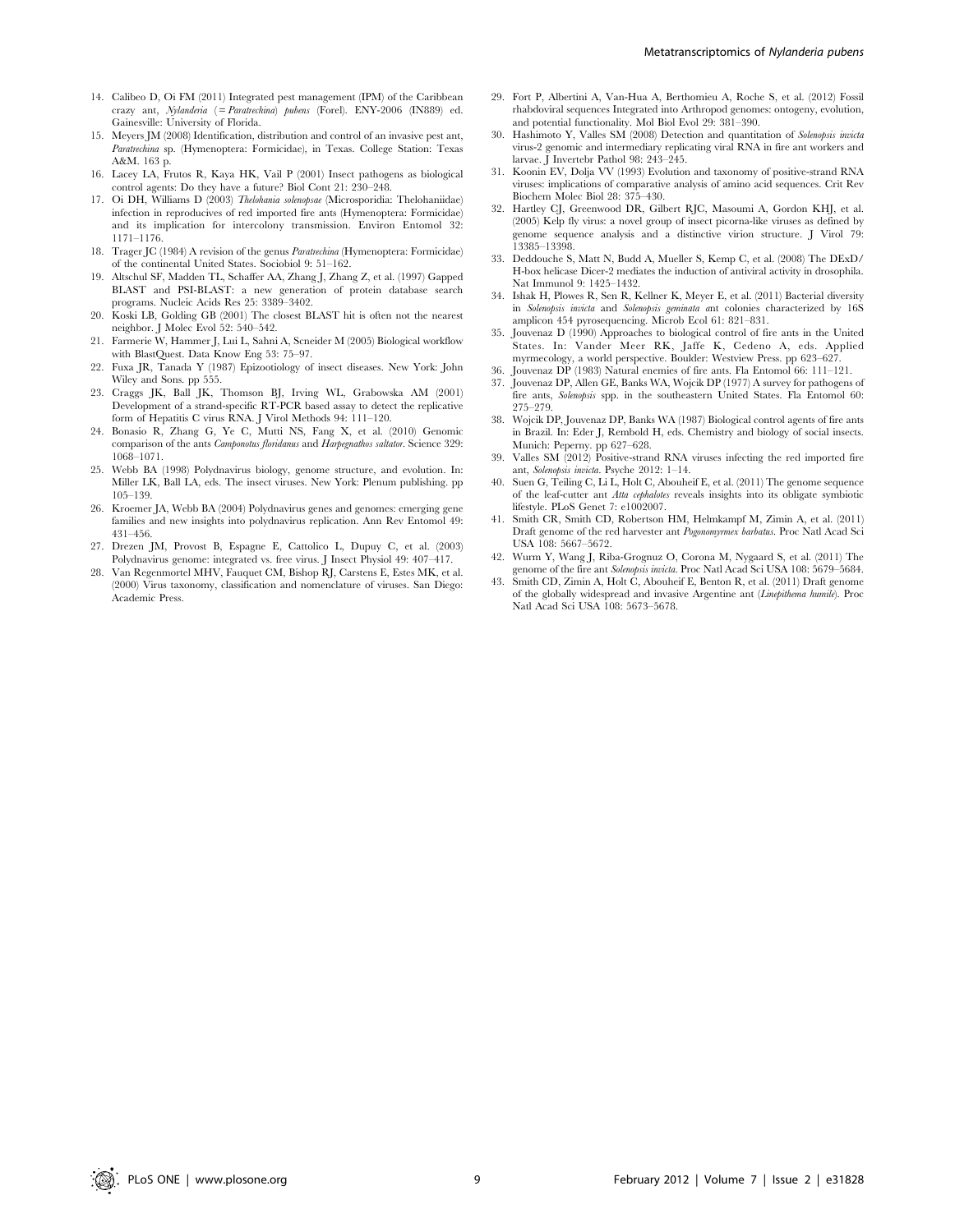14. Calibeo D, Oi FM (2011) Integrated pest management (IPM) of the Caribbean crazy ant, *Nylanderia* (=*Paratrechina*) *pubens* (Forel). ENY-2006 (IN889) ed. Gainesville: University of Florida.
15. Meyers JM (2008) Identification, distribution and control of an invasive pest ant, *Paratrechina* sp. (Hymenoptera: Formicidae), in Texas. College Station: Texas A&M. 163 p.
16. Lacey LA, Frutos R, Kaya HK, Vail P (2001) Insect pathogens as biological control agents: Do they have a future? Biol Cont 21: 230–248.
17. Oi DH, Williams D (2003) *Thelohania solenopsae* (Microsporidia: Thelohaniidae) infection in reproducives of red imported fire ants (Hymenoptera: Formicidae) and its implication for intercolony transmission. Environ Entomol 32: 1171–1176.
18. Trager JC (1984) A revision of the genus *Paratrechina* (Hymenoptera: Formicidae) of the continental United States. Sociobiol 9: 51–162.
19. Altschul SF, Madden TL, Schaffer AA, Zhang J, Zhang Z, et al. (1997) Gapped BLAST and PSI-BLAST: a new generation of protein database search programs. Nucleic Acids Res 25: 3389–3402.
20. Koski LB, Golding GB (2001) The closest BLAST hit is often not the nearest neighbor. J Molec Evol 52: 540–542.
21. Farmerie W, Hammer J, Lui L, Sahni A, Scneider M (2005) Biological workflow with BlastQuest. Data Know Eng 53: 75–97.
22. Fuxa JR, Tanada Y (1987) Epizootiology of insect diseases. New York: John Wiley and Sons. pp 555.
23. Craggs JK, Ball JK, Thomson BJ, Irving WL, Grabowska AM (2001) Development of a strand-specific RT-PCR based assay to detect the replicative form of Hepatitis C virus RNA. J Virol Methods 94: 111–120.
24. Bonasio R, Zhang G, Ye C, Mutti NS, Fang X, et al. (2010) Genomic comparison of the ants *Camponotus floridanus* and *Harpegnathos saltator*. Science 329: 1068–1071.
25. Webb BA (1998) Polydnavirus biology, genome structure, and evolution. In: Miller LK, Ball LA, eds. The insect viruses. New York: Plenum publishing. pp 105–139.
26. Kroemer JA, Webb BA (2004) Polydnavirus genes and genomes: emerging gene families and new insights into polydnavirus replication. Ann Rev Entomol 49: 431–456.
27. Drezen JM, Provost B, Espagne E, Cattolico L, Dupuy C, et al. (2003) Polydnavirus genome: integrated vs. free virus. J Insect Physiol 49: 407–417.
28. Van Regenmortel MHV, Fauquet CM, Bishop RJ, Carstens E, Estes MK, et al. (2000) Virus taxonomy, classification and nomenclature of viruses. San Diego: Academic Press.
29. Fort P, Albertini A, Van-Hua A, Berthomieu A, Roche S, et al. (2012) Fossil rhabdoviral sequences Integrated into Arthropod genomes: ontogeny, evolution, and potential functionality. Mol Biol Evol 29: 381–390.
30. Hashimoto Y, Valles SM (2008) Detection and quantitation of *Solenopsis invicta* virus-2 genomic and intermediary replicating viral RNA in fire ant workers and larvae. J Invertebr Pathol 98: 243–245.
31. Koonin EV, Dolja VV (1993) Evolution and taxonomy of positive-strand RNA viruses: implications of comparative analysis of amino acid sequences. Crit Rev Biochem Molec Biol 28: 375–430.
32. Hartley CJ, Greenwood DR, Gilbert RJC, Masoumi A, Gordon KHJ, et al. (2005) Kelp fly virus: a novel group of insect picorna-like viruses as defined by genome sequence analysis and a distinctive virion structure. J Virol 79: 13385–13398.
33. Deddouche S, Matt N, Budd A, Mueller S, Kemp C, et al. (2008) The DExD/H-box helicase Dicer-2 mediates the induction of antiviral activity in drosophila. Nat Immunol 9: 1425–1432.
34. Ishak H, Plowes R, Sen R, Kellner K, Meyer E, et al. (2011) Bacterial diversity in *Solenopsis invicta* and *Solenopsis geminata* ant colonies characterized by 16S amplicon 454 pyrosequencing. Microb Ecol 61: 821–831.
35. Jouvenaz D (1990) Approaches to biological control of fire ants in the United States. In: Vander Meer RK, Jaffe K, Cedeno A, eds. Applied myrmecology, a world perspective. Boulder: Westview Press. pp 623–627.
36. Jouvenaz DP (1983) Natural enemies of fire ants. Fla Entomol 66: 111–121.
37. Jouvenaz DP, Allen GE, Banks WA, Wojcik DP (1977) A survey for pathogens of fire ants, *Solenopsis* spp. in the southeastern United States. Fla Entomol 60: 275–279.
38. Wojcik DP, Jouvenaz DP, Banks WA (1987) Biological control agents of fire ants in Brazil. In: Eder J, Rembold H, eds. Chemistry and biology of social insects. Munich: Peperny. pp 627–628.
39. Valles SM (2012) Positive-strand RNA viruses infecting the red imported fire ant, *Solenopsis invicta*. Psyche 2012: 1–14.
40. Suen G, Teiling C, Li L, Holt C, Abouheif E, et al. (2011) The genome sequence of the leaf-cutter ant *Atta cephalotes* reveals insights into its obligate symbiotic lifestyle. PLoS Genet 7: e1002007.
41. Smith CR, Smith CD, Robertson HM, Helmkampf M, Zimin A, et al. (2011) Draft genome of the red harvester ant *Pogonomyrmex barbatus*. Proc Natl Acad Sci USA 108: 5667–5672.
42. Wurm Y, Wang J, Riba-Grognuz O, Corona M, Nygaard S, et al. (2011) The genome of the fire ant *Solenopsis invicta*. Proc Natl Acad Sci USA 108: 5679–5684.
43. Smith CD, Zimin A, Holt C, Abouheif E, Benton R, et al. (2011) Draft genome of the globally widespread and invasive Argentine ant (*Linepithema humile*). Proc Natl Acad Sci USA 108: 5673–5678.